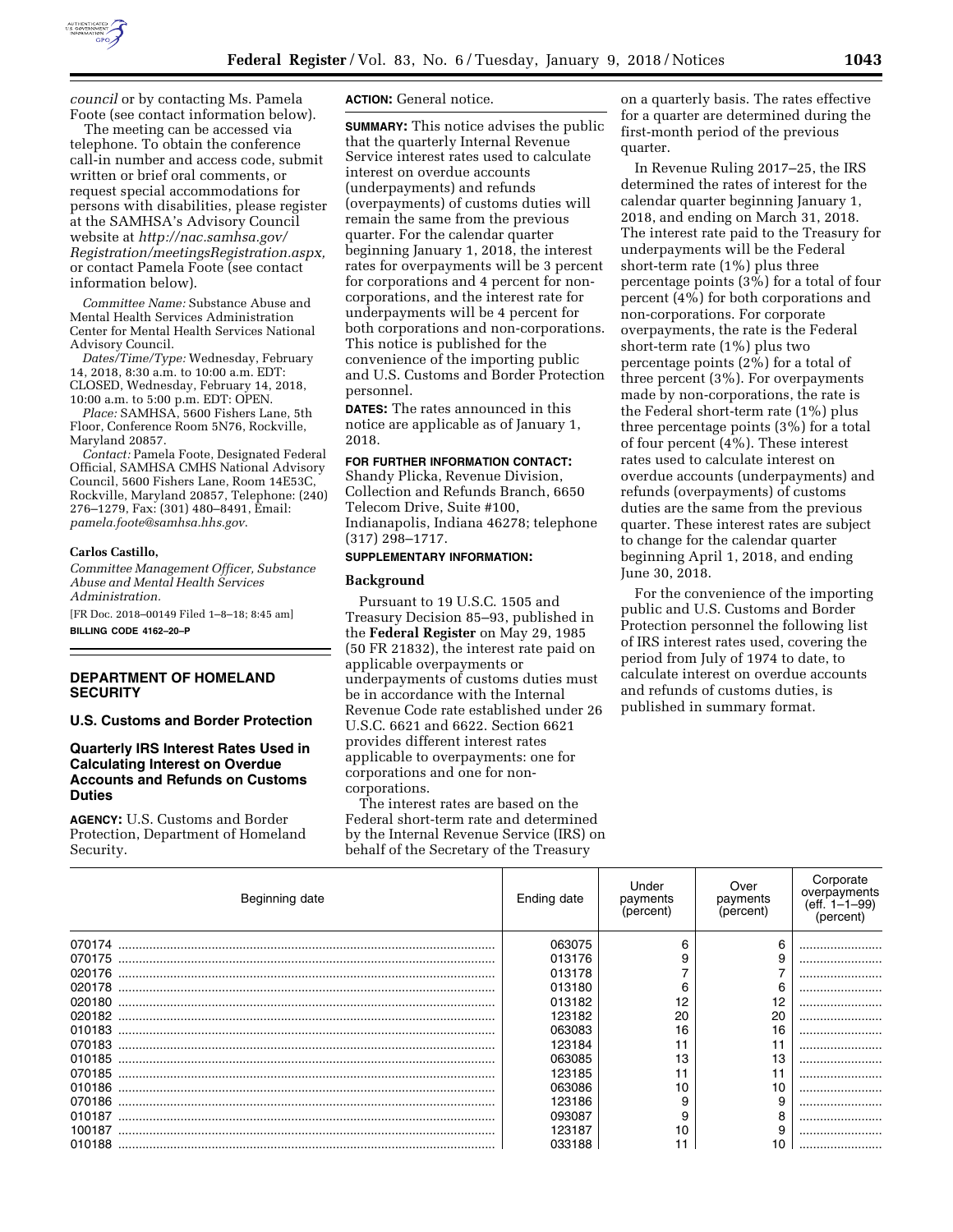*council* or by contacting Ms. Pamela Foote (see contact information below).

The meeting can be accessed via telephone. To obtain the conference call-in number and access code, submit written or brief oral comments, or request special accommodations for persons with disabilities, please register at the SAMHSA's Advisory Council website at *http://nac.samhsa.gov/Registration/meetingsRegistration.aspx,* or contact Pamela Foote (see contact information below).

*Committee Name:* Substance Abuse and Mental Health Services Administration Center for Mental Health Services National Advisory Council.

*Dates/Time/Type:* Wednesday, February 14, 2018, 8:30 a.m. to 10:00 a.m. EDT: CLOSED, Wednesday, February 14, 2018, 10:00 a.m. to 5:00 p.m. EDT: OPEN.

*Place:* SAMHSA, 5600 Fishers Lane, 5th Floor, Conference Room 5N76, Rockville, Maryland 20857.

*Contact:* Pamela Foote, Designated Federal Official, SAMHSA CMHS National Advisory Council, 5600 Fishers Lane, Room 14E53C, Rockville, Maryland 20857, Telephone: (240) 276–1279, Fax: (301) 480–8491, Email: *pamela.foote@samhsa.hhs.gov*.

**Carlos Castillo,**

*Committee Management Officer, Substance Abuse and Mental Health Services Administration.*

[FR Doc. 2018–00149 Filed 1–8–18; 8:45 am]

**BILLING CODE 4162–20–P**

## DEPARTMENT OF HOMELAND SECURITY

### U.S. Customs and Border Protection

### Quarterly IRS Interest Rates Used in Calculating Interest on Overdue Accounts and Refunds on Customs Duties

**AGENCY:** U.S. Customs and Border Protection, Department of Homeland Security.

**ACTION:** General notice.

**SUMMARY:** This notice advises the public that the quarterly Internal Revenue Service interest rates used to calculate interest on overdue accounts (underpayments) and refunds (overpayments) of customs duties will remain the same from the previous quarter. For the calendar quarter beginning January 1, 2018, the interest rates for overpayments will be 3 percent for corporations and 4 percent for non-corporations, and the interest rate for underpayments will be 4 percent for both corporations and non-corporations. This notice is published for the convenience of the importing public and U.S. Customs and Border Protection personnel.

**DATES:** The rates announced in this notice are applicable as of January 1, 2018.

**FOR FURTHER INFORMATION CONTACT:** Shandy Plicka, Revenue Division, Collection and Refunds Branch, 6650 Telecom Drive, Suite #100, Indianapolis, Indiana 46278; telephone (317) 298–1717.

**SUPPLEMENTARY INFORMATION:**

**Background**

Pursuant to 19 U.S.C. 1505 and Treasury Decision 85–93, published in the **Federal Register** on May 29, 1985 (50 FR 21832), the interest rate paid on applicable overpayments or underpayments of customs duties must be in accordance with the Internal Revenue Code rate established under 26 U.S.C. 6621 and 6622. Section 6621 provides different interest rates applicable to overpayments: one for corporations and one for non-corporations.

The interest rates are based on the Federal short-term rate and determined by the Internal Revenue Service (IRS) on behalf of the Secretary of the Treasury on a quarterly basis. The rates effective for a quarter are determined during the first-month period of the previous quarter.

In Revenue Ruling 2017–25, the IRS determined the rates of interest for the calendar quarter beginning January 1, 2018, and ending on March 31, 2018. The interest rate paid to the Treasury for underpayments will be the Federal short-term rate (1%) plus three percentage points (3%) for a total of four percent (4%) for both corporations and non-corporations. For corporate overpayments, the rate is the Federal short-term rate (1%) plus two percentage points (2%) for a total of three percent (3%). For overpayments made by non-corporations, the rate is the Federal short-term rate (1%) plus three percentage points (3%) for a total of four percent (4%). These interest rates used to calculate interest on overdue accounts (underpayments) and refunds (overpayments) of customs duties are the same from the previous quarter. These interest rates are subject to change for the calendar quarter beginning April 1, 2018, and ending June 30, 2018.

For the convenience of the importing public and U.S. Customs and Border Protection personnel the following list of IRS interest rates used, covering the period from July of 1974 to date, to calculate interest on overdue accounts and refunds of customs duties, is published in summary format.

| Beginning date | Ending date | Under payments (percent) | Over payments (percent) | Corporate overpayments (eff. 1–1–99) (percent) |
|---|---|---|---|---|
| 070174 | 063075 | 6 | 6 | |
| 070175 | 013176 | 9 | 9 | |
| 020176 | 013178 | 7 | 7 | |
| 020178 | 013180 | 6 | 6 | |
| 020180 | 013182 | 12 | 12 | |
| 020182 | 123182 | 20 | 20 | |
| 010183 | 063083 | 16 | 16 | |
| 070183 | 123184 | 11 | 11 | |
| 010185 | 063085 | 13 | 13 | |
| 070185 | 123185 | 11 | 11 | |
| 010186 | 063086 | 10 | 10 | |
| 070186 | 123186 | 9 | 9 | |
| 010187 | 093087 | 9 | 8 | |
| 100187 | 123187 | 10 | 9 | |
| 010188 | 033188 | 11 | 10 | |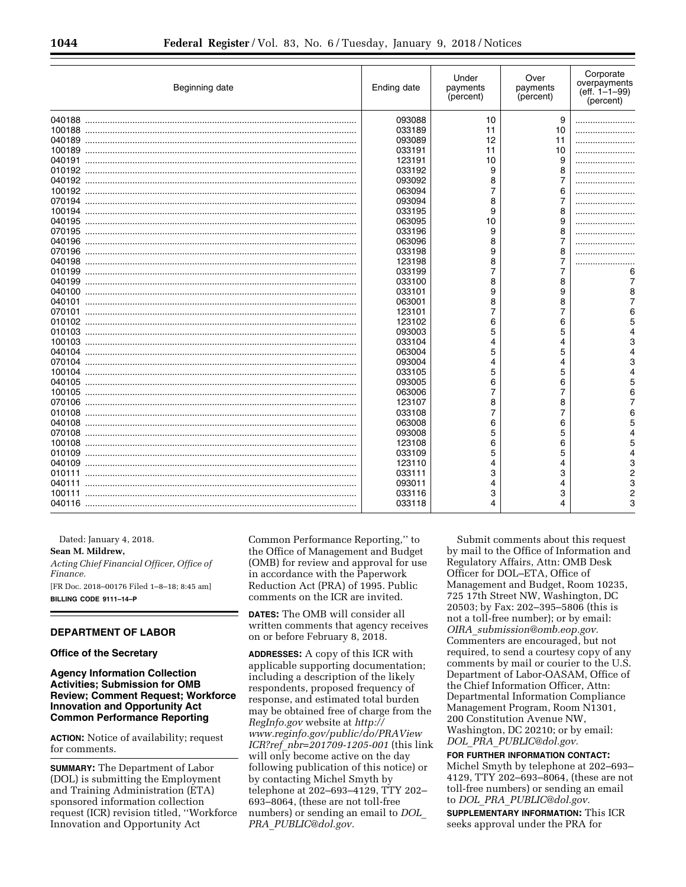| Beginning date | Ending date | Under payments (percent) | Over payments (percent) | Corporate overpayments (eff. 1–1–99) (percent) |
|---|---|---|---|---|
| 040188 | 093088 | 10 | 9 | |
| 100188 | 033189 | 11 | 10 | |
| 040189 | 093089 | 12 | 11 | |
| 100189 | 033191 | 11 | 10 | |
| 040191 | 123191 | 10 | 9 | |
| 010192 | 033192 | 9 | 8 | |
| 040192 | 093092 | 8 | 7 | |
| 100192 | 063094 | 7 | 6 | |
| 070194 | 093094 | 8 | 7 | |
| 100194 | 033195 | 9 | 8 | |
| 040195 | 063095 | 10 | 9 | |
| 070195 | 033196 | 9 | 8 | |
| 040196 | 063096 | 8 | 7 | |
| 070196 | 033198 | 9 | 8 | |
| 040198 | 123198 | 8 | 7 | |
| 010199 | 033199 | 7 | 7 | 6 |
| 040199 | 033100 | 8 | 8 | 7 |
| 040100 | 033101 | 9 | 9 | 8 |
| 040101 | 063001 | 8 | 8 | 7 |
| 070101 | 123101 | 7 | 7 | 6 |
| 010102 | 123102 | 6 | 6 | 5 |
| 010103 | 093003 | 5 | 5 | 4 |
| 100103 | 033104 | 4 | 4 | 3 |
| 040104 | 063004 | 5 | 5 | 4 |
| 070104 | 093004 | 4 | 4 | 3 |
| 100104 | 033105 | 5 | 5 | 4 |
| 040105 | 093005 | 6 | 6 | 5 |
| 100105 | 063006 | 7 | 7 | 6 |
| 070106 | 123107 | 8 | 8 | 7 |
| 010108 | 033108 | 7 | 7 | 6 |
| 040108 | 063008 | 6 | 6 | 5 |
| 070108 | 093008 | 5 | 5 | 4 |
| 100108 | 123108 | 6 | 6 | 5 |
| 010109 | 033109 | 5 | 5 | 4 |
| 040109 | 123110 | 4 | 4 | 3 |
| 010111 | 033111 | 3 | 3 | 2 |
| 040111 | 093011 | 4 | 4 | 3 |
| 100111 | 033116 | 3 | 3 | 2 |
| 040116 | 033118 | 4 | 4 | 3 |

Dated: January 4, 2018.

**Sean M. Mildrew,**

*Acting Chief Financial Officer, Office of Finance.*

[FR Doc. 2018–00176 Filed 1–8–18; 8:45 am]

**BILLING CODE 9111–14–P**

## DEPARTMENT OF LABOR

### Office of the Secretary

### Agency Information Collection Activities; Submission for OMB Review; Comment Request; Workforce Innovation and Opportunity Act Common Performance Reporting

**ACTION:** Notice of availability; request for comments.

**SUMMARY:** The Department of Labor (DOL) is submitting the Employment and Training Administration (ETA) sponsored information collection request (ICR) revision titled, "Workforce Innovation and Opportunity Act Common Performance Reporting," to the Office of Management and Budget (OMB) for review and approval for use in accordance with the Paperwork Reduction Act (PRA) of 1995. Public comments on the ICR are invited.

**DATES:** The OMB will consider all written comments that agency receives on or before February 8, 2018.

**ADDRESSES:** A copy of this ICR with applicable supporting documentation; including a description of the likely respondents, proposed frequency of response, and estimated total burden may be obtained free of charge from the *RegInfo.gov* website at *http://www.reginfo.gov/public/do/PRAViewICR?ref_nbr=201709-1205-001* (this link will only become active on the day following publication of this notice) or by contacting Michel Smyth by telephone at 202–693–4129, TTY 202–693–8064, (these are not toll-free numbers) or sending an email to *DOL_PRA_PUBLIC@dol.gov.*

Submit comments about this request by mail to the Office of Information and Regulatory Affairs, Attn: OMB Desk Officer for DOL–ETA, Office of Management and Budget, Room 10235, 725 17th Street NW, Washington, DC 20503; by Fax: 202–395–5806 (this is not a toll-free number); or by email: *OIRA_submission@omb.eop.gov.* Commenters are encouraged, but not required, to send a courtesy copy of any comments by mail or courier to the U.S. Department of Labor-OASAM, Office of the Chief Information Officer, Attn: Departmental Information Compliance Management Program, Room N1301, 200 Constitution Avenue NW, Washington, DC 20210; or by email: *DOL_PRA_PUBLIC@dol.gov.*

**FOR FURTHER INFORMATION CONTACT:** Michel Smyth by telephone at 202–693–4129, TTY 202–693–8064, (these are not toll-free numbers) or sending an email to *DOL_PRA_PUBLIC@dol.gov.*

**SUPPLEMENTARY INFORMATION:** This ICR seeks approval under the PRA for